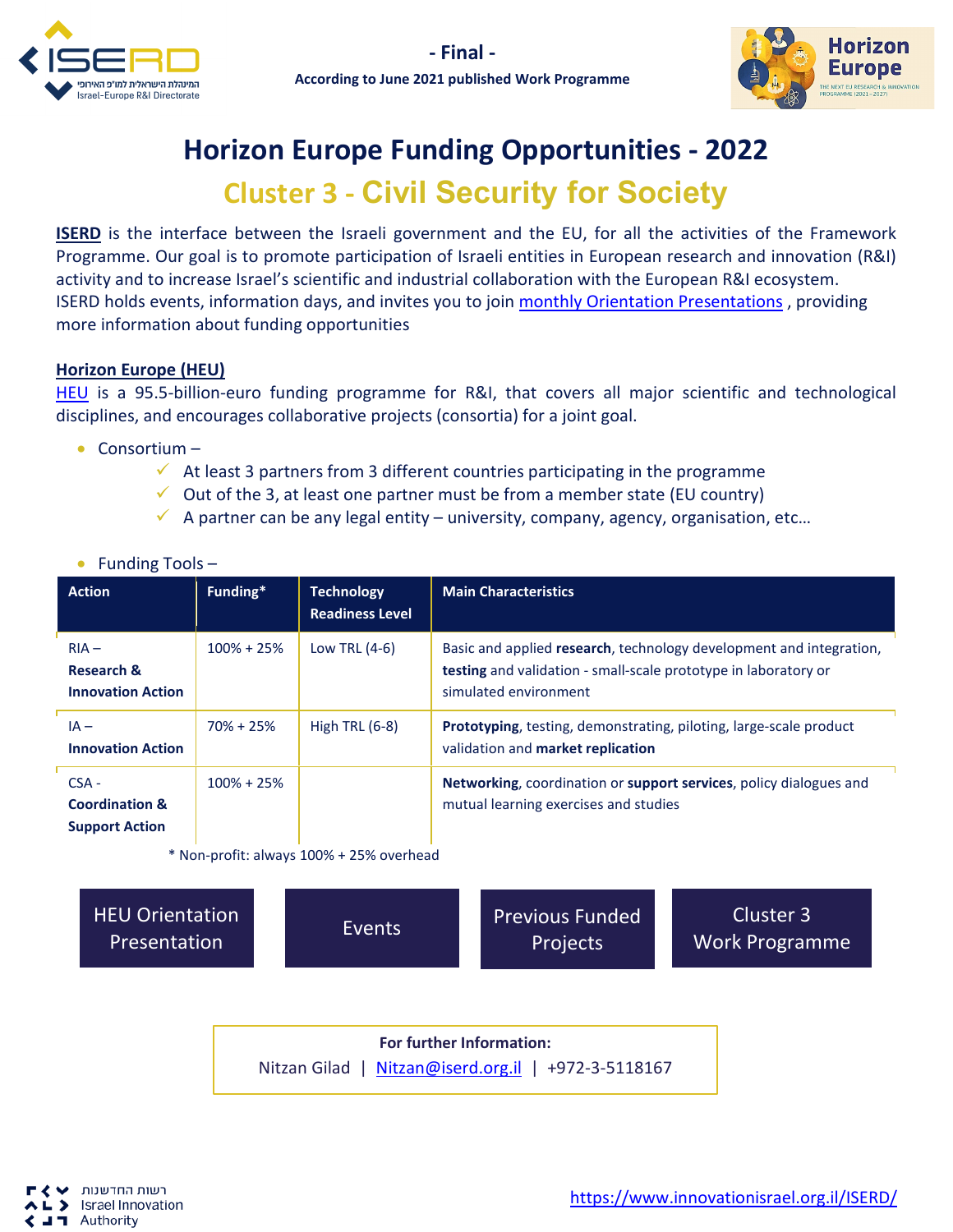**- Final -**

**According to June 2021 published Work Programme**

# Horizon Europe Funding Opportunities - 2022

## Cluster 3 - Civil Security for Society

**ISERD** is the interface between the Israeli government and the EU, for all the activities of the Framework Programme. Our goal is to promote participation of Israeli entities in European research and innovation (R&I) activity and to increase Israel's scientific and industrial collaboration with the European R&I ecosystem.
ISERD holds events, information days, and invites you to join monthly Orientation Presentations , providing more information about funding opportunities

**Horizon Europe (HEU)**

HEU is a 95.5-billion-euro funding programme for R&I, that covers all major scientific and technological disciplines, and encourages collaborative projects (consortia) for a joint goal.

- Consortium –
  - ✓ At least 3 partners from 3 different countries participating in the programme
  - ✓ Out of the 3, at least one partner must be from a member state (EU country)
  - ✓ A partner can be any legal entity – university, company, agency, organisation, etc…
- Funding Tools –

| Action | Funding* | Technology Readiness Level | Main Characteristics |
|---|---|---|---|
| RIA – **Research & Innovation Action** | 100% + 25% | Low TRL (4-6) | Basic and applied **research**, technology development and integration, **testing** and validation - small-scale prototype in laboratory or simulated environment |
| IA – **Innovation Action** | 70% + 25% | High TRL (6-8) | **Prototyping**, testing, demonstrating, piloting, large-scale product validation and **market replication** |
| CSA - **Coordination & Support Action** | 100% + 25% | | **Networking**, coordination or **support services**, policy dialogues and mutual learning exercises and studies |

\* Non-profit: always 100% + 25% overhead

HEU Orientation Presentation | Events | Previous Funded Projects | Cluster 3 Work Programme

**For further Information:**

Nitzan Gilad | Nitzan@iserd.org.il | +972-3-5118167

https://www.innovationisrael.org.il/ISERD/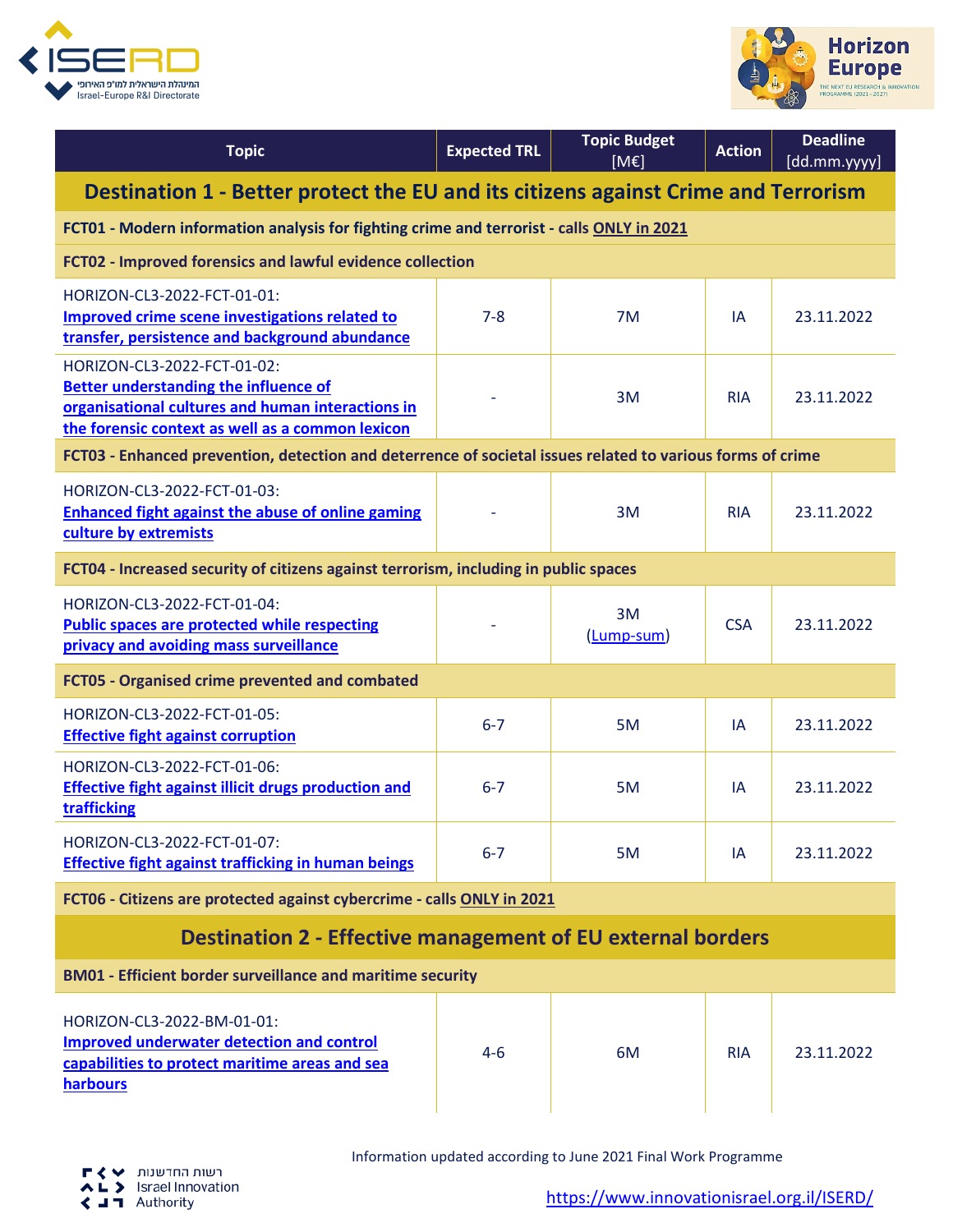| Topic | Expected TRL | Topic Budget [M€] | Action | Deadline [dd.mm.yyyy] |
|---|---|---|---|---|
| **Destination 1 - Better protect the EU and its citizens against Crime and Terrorism** | | | | |
| **FCT01 - Modern information analysis for fighting crime and terrorist - calls ONLY in 2021** | | | | |
| **FCT02 - Improved forensics and lawful evidence collection** | | | | |
| HORIZON-CL3-2022-FCT-01-01: Improved crime scene investigations related to transfer, persistence and background abundance | 7-8 | 7M | IA | 23.11.2022 |
| HORIZON-CL3-2022-FCT-01-02: Better understanding the influence of organisational cultures and human interactions in the forensic context as well as a common lexicon | - | 3M | RIA | 23.11.2022 |
| **FCT03 - Enhanced prevention, detection and deterrence of societal issues related to various forms of crime** | | | | |
| HORIZON-CL3-2022-FCT-01-03: Enhanced fight against the abuse of online gaming culture by extremists | - | 3M | RIA | 23.11.2022 |
| **FCT04 - Increased security of citizens against terrorism, including in public spaces** | | | | |
| HORIZON-CL3-2022-FCT-01-04: Public spaces are protected while respecting privacy and avoiding mass surveillance | - | 3M (Lump-sum) | CSA | 23.11.2022 |
| **FCT05 - Organised crime prevented and combated** | | | | |
| HORIZON-CL3-2022-FCT-01-05: Effective fight against corruption | 6-7 | 5M | IA | 23.11.2022 |
| HORIZON-CL3-2022-FCT-01-06: Effective fight against illicit drugs production and trafficking | 6-7 | 5M | IA | 23.11.2022 |
| HORIZON-CL3-2022-FCT-01-07: Effective fight against trafficking in human beings | 6-7 | 5M | IA | 23.11.2022 |
| **FCT06 - Citizens are protected against cybercrime - calls ONLY in 2021** | | | | |
| **Destination 2 - Effective management of EU external borders** | | | | |
| **BM01 - Efficient border surveillance and maritime security** | | | | |
| HORIZON-CL3-2022-BM-01-01: Improved underwater detection and control capabilities to protect maritime areas and sea harbours | 4-6 | 6M | RIA | 23.11.2022 |

Information updated according to June 2021 Final Work Programme

https://www.innovationisrael.org.il/ISERD/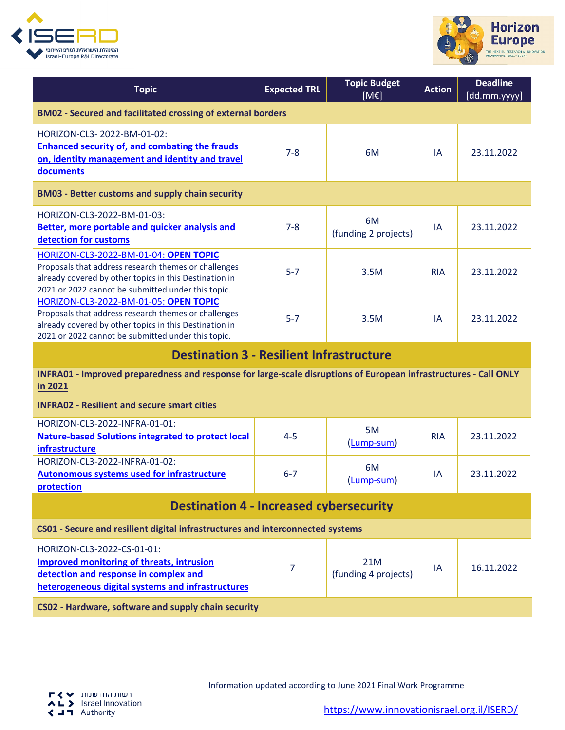| Topic | Expected TRL | Topic Budget [M€] | Action | Deadline [dd.mm.yyyy] |
|---|---|---|---|---|
| **BM02 - Secured and facilitated crossing of external borders** | | | | |
| HORIZON-CL3- 2022-BM-01-02: **Enhanced security of, and combating the frauds on, identity management and identity and travel documents** | 7-8 | 6M | IA | 23.11.2022 |
| **BM03 - Better customs and supply chain security** | | | | |
| HORIZON-CL3-2022-BM-01-03: **Better, more portable and quicker analysis and detection for customs** | 7-8 | 6M (funding 2 projects) | IA | 23.11.2022 |
| HORIZON-CL3-2022-BM-01-04: **OPEN TOPIC** Proposals that address research themes or challenges already covered by other topics in this Destination in 2021 or 2022 cannot be submitted under this topic. | 5-7 | 3.5M | RIA | 23.11.2022 |
| HORIZON-CL3-2022-BM-01-05: **OPEN TOPIC** Proposals that address research themes or challenges already covered by other topics in this Destination in 2021 or 2022 cannot be submitted under this topic. | 5-7 | 3.5M | IA | 23.11.2022 |
| **Destination 3 - Resilient Infrastructure** | | | | |
| **INFRA01 - Improved preparedness and response for large-scale disruptions of European infrastructures - Call ONLY in 2021** | | | | |
| **INFRA02 - Resilient and secure smart cities** | | | | |
| HORIZON-CL3-2022-INFRA-01-01: **Nature-based Solutions integrated to protect local infrastructure** | 4-5 | 5M (Lump-sum) | RIA | 23.11.2022 |
| HORIZON-CL3-2022-INFRA-01-02: **Autonomous systems used for infrastructure protection** | 6-7 | 6M (Lump-sum) | IA | 23.11.2022 |
| **Destination 4 - Increased cybersecurity** | | | | |
| **CS01 - Secure and resilient digital infrastructures and interconnected systems** | | | | |
| HORIZON-CL3-2022-CS-01-01: **Improved monitoring of threats, intrusion detection and response in complex and heterogeneous digital systems and infrastructures** | 7 | 21M (funding 4 projects) | IA | 16.11.2022 |
| **CS02 - Hardware, software and supply chain security** | | | | |

Information updated according to June 2021 Final Work Programme

https://www.innovationisrael.org.il/ISERD/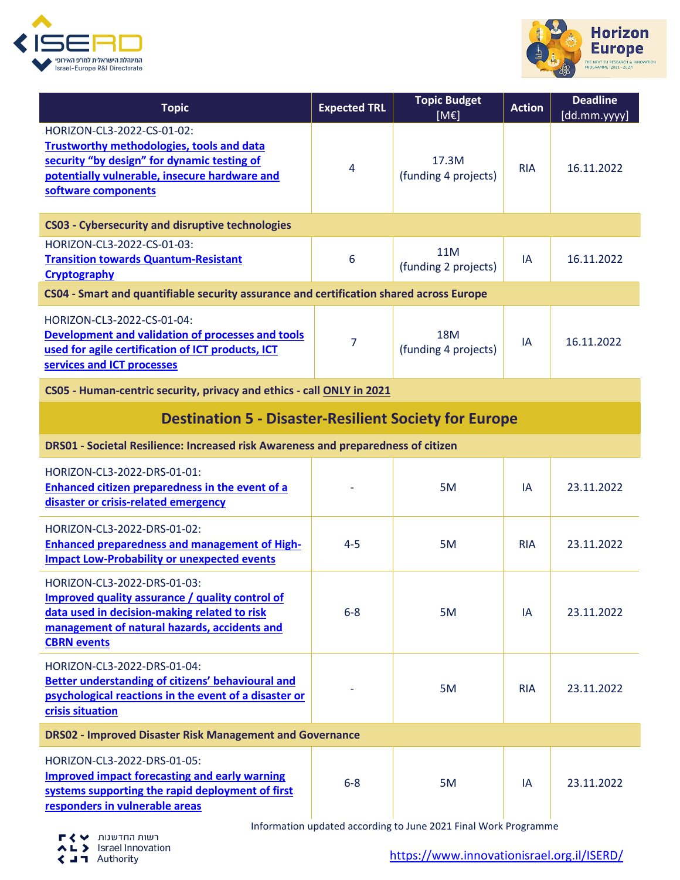| Topic | Expected TRL | Topic Budget [M€] | Action | Deadline [dd.mm.yyyy] |
|---|---|---|---|---|
| HORIZON-CL3-2022-CS-01-02: **Trustworthy methodologies, tools and data security "by design" for dynamic testing of potentially vulnerable, insecure hardware and software components** | 4 | 17.3M (funding 4 projects) | RIA | 16.11.2022 |
| **CS03 - Cybersecurity and disruptive technologies** | | | | |
| HORIZON-CL3-2022-CS-01-03: **Transition towards Quantum-Resistant Cryptography** | 6 | 11M (funding 2 projects) | IA | 16.11.2022 |
| **CS04 - Smart and quantifiable security assurance and certification shared across Europe** | | | | |
| HORIZON-CL3-2022-CS-01-04: **Development and validation of processes and tools used for agile certification of ICT products, ICT services and ICT processes** | 7 | 18M (funding 4 projects) | IA | 16.11.2022 |
| **CS05 - Human-centric security, privacy and ethics - call ONLY in 2021** | | | | |
| **Destination 5 - Disaster-Resilient Society for Europe** | | | | |
| **DRS01 - Societal Resilience: Increased risk Awareness and preparedness of citizen** | | | | |
| HORIZON-CL3-2022-DRS-01-01: **Enhanced citizen preparedness in the event of a disaster or crisis-related emergency** | - | 5M | IA | 23.11.2022 |
| HORIZON-CL3-2022-DRS-01-02: **Enhanced preparedness and management of High-Impact Low-Probability or unexpected events** | 4-5 | 5M | RIA | 23.11.2022 |
| HORIZON-CL3-2022-DRS-01-03: **Improved quality assurance / quality control of data used in decision-making related to risk management of natural hazards, accidents and CBRN events** | 6-8 | 5M | IA | 23.11.2022 |
| HORIZON-CL3-2022-DRS-01-04: **Better understanding of citizens' behavioural and psychological reactions in the event of a disaster or crisis situation** | - | 5M | RIA | 23.11.2022 |
| **DRS02 - Improved Disaster Risk Management and Governance** | | | | |
| HORIZON-CL3-2022-DRS-01-05: **Improved impact forecasting and early warning systems supporting the rapid deployment of first responders in vulnerable areas** | 6-8 | 5M | IA | 23.11.2022 |

Information updated according to June 2021 Final Work Programme

https://www.innovationisrael.org.il/ISERD/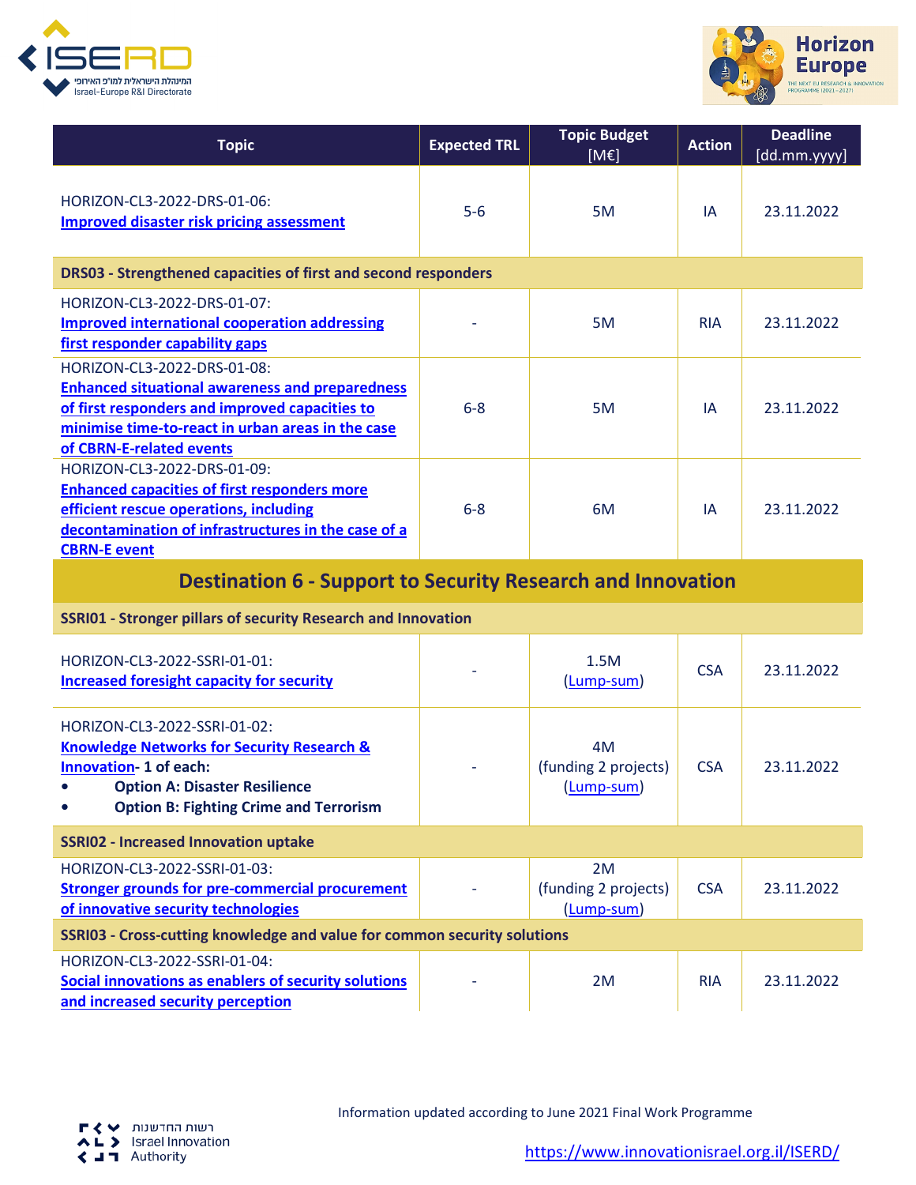| Topic | Expected TRL | Topic Budget [M€] | Action | Deadline [dd.mm.yyyy] |
|---|---|---|---|---|
| HORIZON-CL3-2022-DRS-01-06: **Improved disaster risk pricing assessment** | 5-6 | 5M | IA | 23.11.2022 |
| **DRS03 - Strengthened capacities of first and second responders** | | | | |
| HORIZON-CL3-2022-DRS-01-07: **Improved international cooperation addressing first responder capability gaps** | - | 5M | RIA | 23.11.2022 |
| HORIZON-CL3-2022-DRS-01-08: **Enhanced situational awareness and preparedness of first responders and improved capacities to minimise time-to-react in urban areas in the case of CBRN-E-related events** | 6-8 | 5M | IA | 23.11.2022 |
| HORIZON-CL3-2022-DRS-01-09: **Enhanced capacities of first responders more efficient rescue operations, including decontamination of infrastructures in the case of a CBRN-E event** | 6-8 | 6M | IA | 23.11.2022 |
| **Destination 6 - Support to Security Research and Innovation** | | | | |
| **SSRI01 - Stronger pillars of security Research and Innovation** | | | | |
| HORIZON-CL3-2022-SSRI-01-01: **Increased foresight capacity for security** | - | 1.5M (Lump-sum) | CSA | 23.11.2022 |
| HORIZON-CL3-2022-SSRI-01-02: **Knowledge Networks for Security Research & Innovation**- 1 of each: <br>• **Option A: Disaster Resilience** <br>• **Option B: Fighting Crime and Terrorism** | - | 4M (funding 2 projects) (Lump-sum) | CSA | 23.11.2022 |
| **SSRI02 - Increased Innovation uptake** | | | | |
| HORIZON-CL3-2022-SSRI-01-03: **Stronger grounds for pre-commercial procurement of innovative security technologies** | - | 2M (funding 2 projects) (Lump-sum) | CSA | 23.11.2022 |
| **SSRI03 - Cross-cutting knowledge and value for common security solutions** | | | | |
| HORIZON-CL3-2022-SSRI-01-04: **Social innovations as enablers of security solutions and increased security perception** | - | 2M | RIA | 23.11.2022 |

Information updated according to June 2021 Final Work Programme

https://www.innovationisrael.org.il/ISERD/